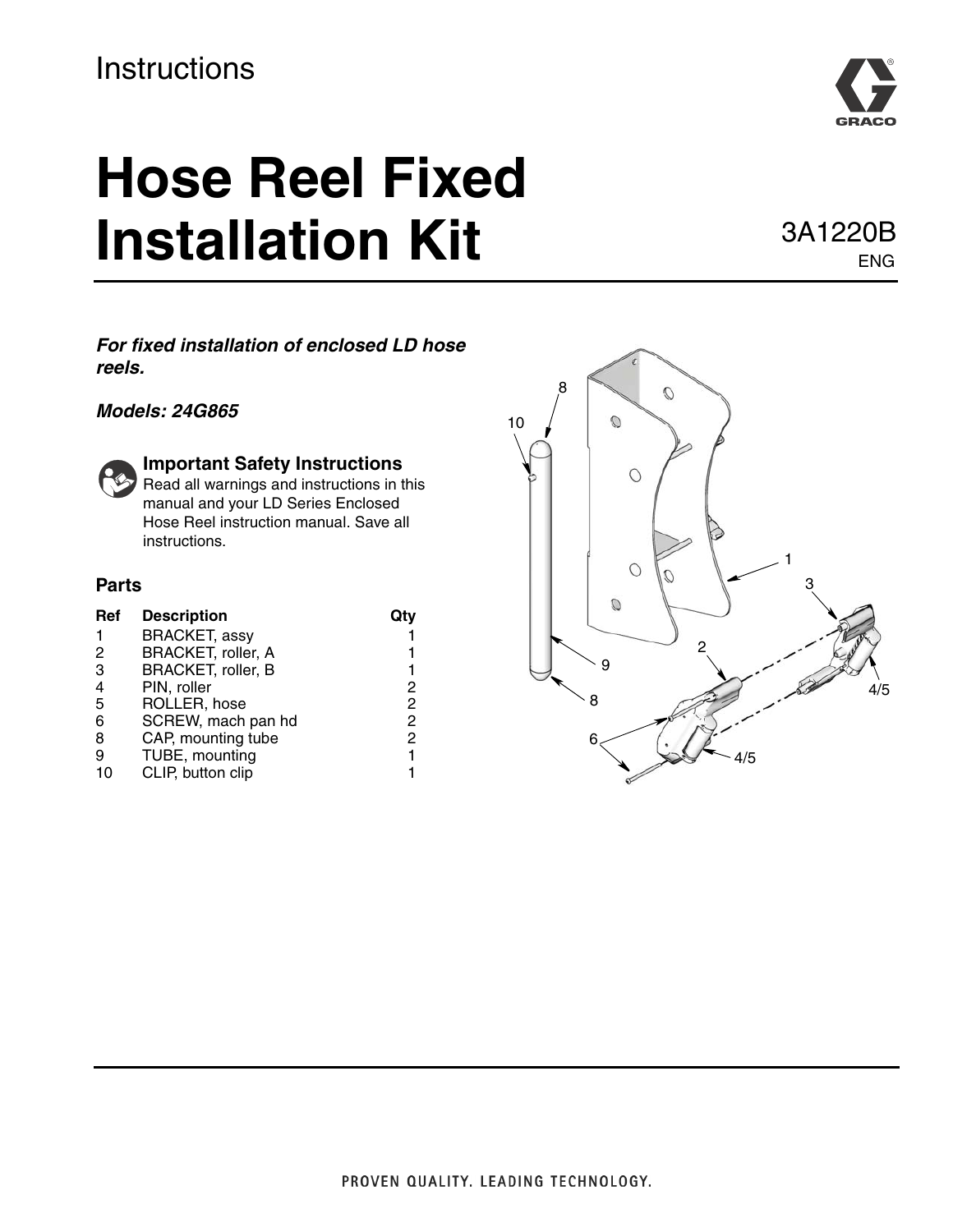Instructions

# Hose Reel Fixed Installation Kit

3A1220B
ENG

***For fixed installation of enclosed LD hose reels.***

***Models: 24G865***

### Important Safety Instructions

Read all warnings and instructions in this manual and your LD Series Enclosed Hose Reel instruction manual. Save all instructions.

### Parts

| Ref | Description | Qty |
|---|---|---|
| 1 | BRACKET, assy | 1 |
| 2 | BRACKET, roller, A | 1 |
| 3 | BRACKET, roller, B | 1 |
| 4 | PIN, roller | 2 |
| 5 | ROLLER, hose | 2 |
| 6 | SCREW, mach pan hd | 2 |
| 8 | CAP, mounting tube | 2 |
| 9 | TUBE, mounting | 1 |
| 10 | CLIP, button clip | 1 |

PROVEN QUALITY. LEADING TECHNOLOGY.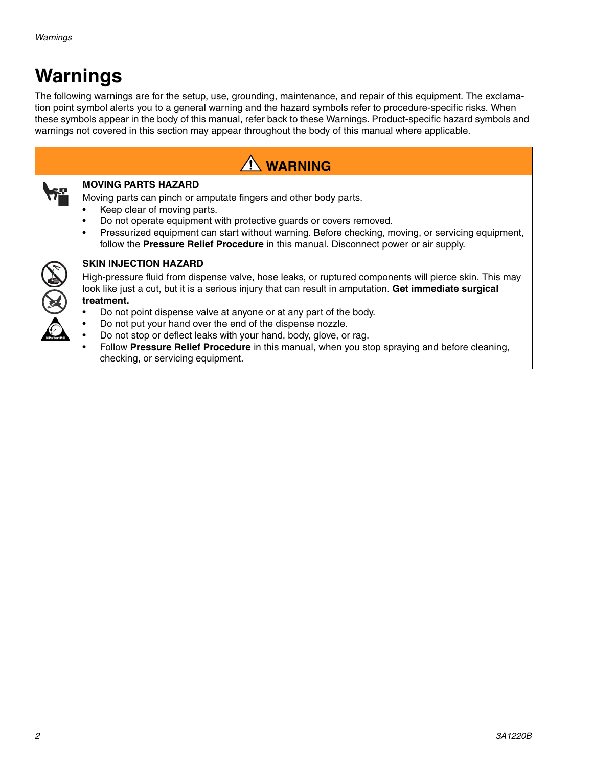# Warnings

The following warnings are for the setup, use, grounding, maintenance, and repair of this equipment. The exclamation point symbol alerts you to a general warning and the hazard symbols refer to procedure-specific risks. When these symbols appear in the body of this manual, refer back to these Warnings. Product-specific hazard symbols and warnings not covered in this section may appear throughout the body of this manual where applicable.

## WARNING

**MOVING PARTS HAZARD**

Moving parts can pinch or amputate fingers and other body parts.

- Keep clear of moving parts.
- Do not operate equipment with protective guards or covers removed.
- Pressurized equipment can start without warning. Before checking, moving, or servicing equipment, follow the **Pressure Relief Procedure** in this manual. Disconnect power or air supply.

**SKIN INJECTION HAZARD**

High-pressure fluid from dispense valve, hose leaks, or ruptured components will pierce skin. This may look like just a cut, but it is a serious injury that can result in amputation. **Get immediate surgical treatment.**

- Do not point dispense valve at anyone or at any part of the body.
- Do not put your hand over the end of the dispense nozzle.
- Do not stop or deflect leaks with your hand, body, glove, or rag.
- Follow **Pressure Relief Procedure** in this manual, when you stop spraying and before cleaning, checking, or servicing equipment.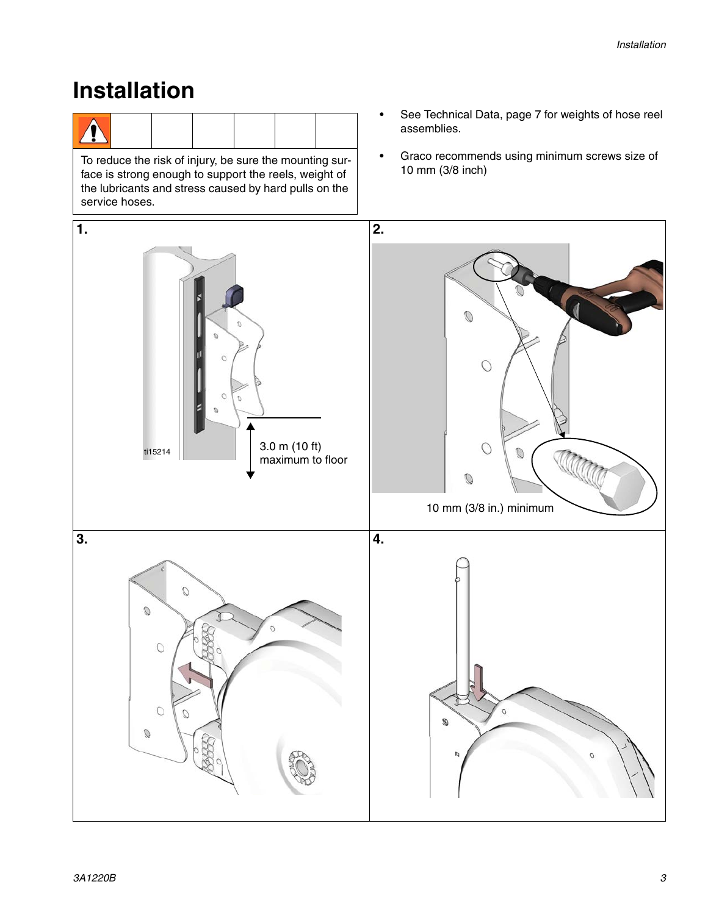# Installation

To reduce the risk of injury, be sure the mounting surface is strong enough to support the reels, weight of the lubricants and stress caused by hard pulls on the service hoses.

- See Technical Data, page 7 for weights of hose reel assemblies.
- Graco recommends using minimum screws size of 10 mm (3/8 inch)

**1.**

3.0 m (10 ft) maximum to floor

ti15214

**2.**

10 mm (3/8 in.) minimum

**3.**

**4.**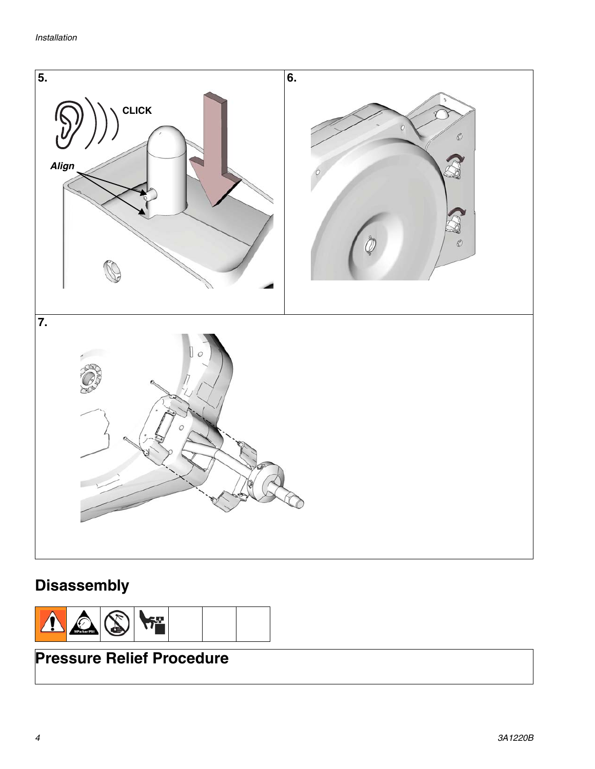5.

CLICK

*Align*

6.

7.

## Disassembly

## Pressure Relief Procedure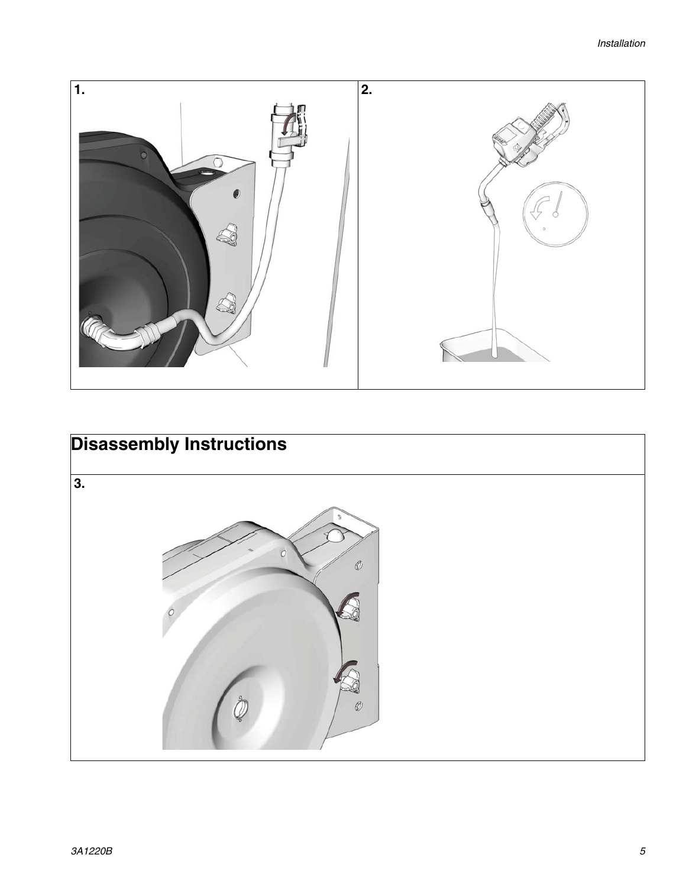**1.**

**2.**

## Disassembly Instructions

**3.**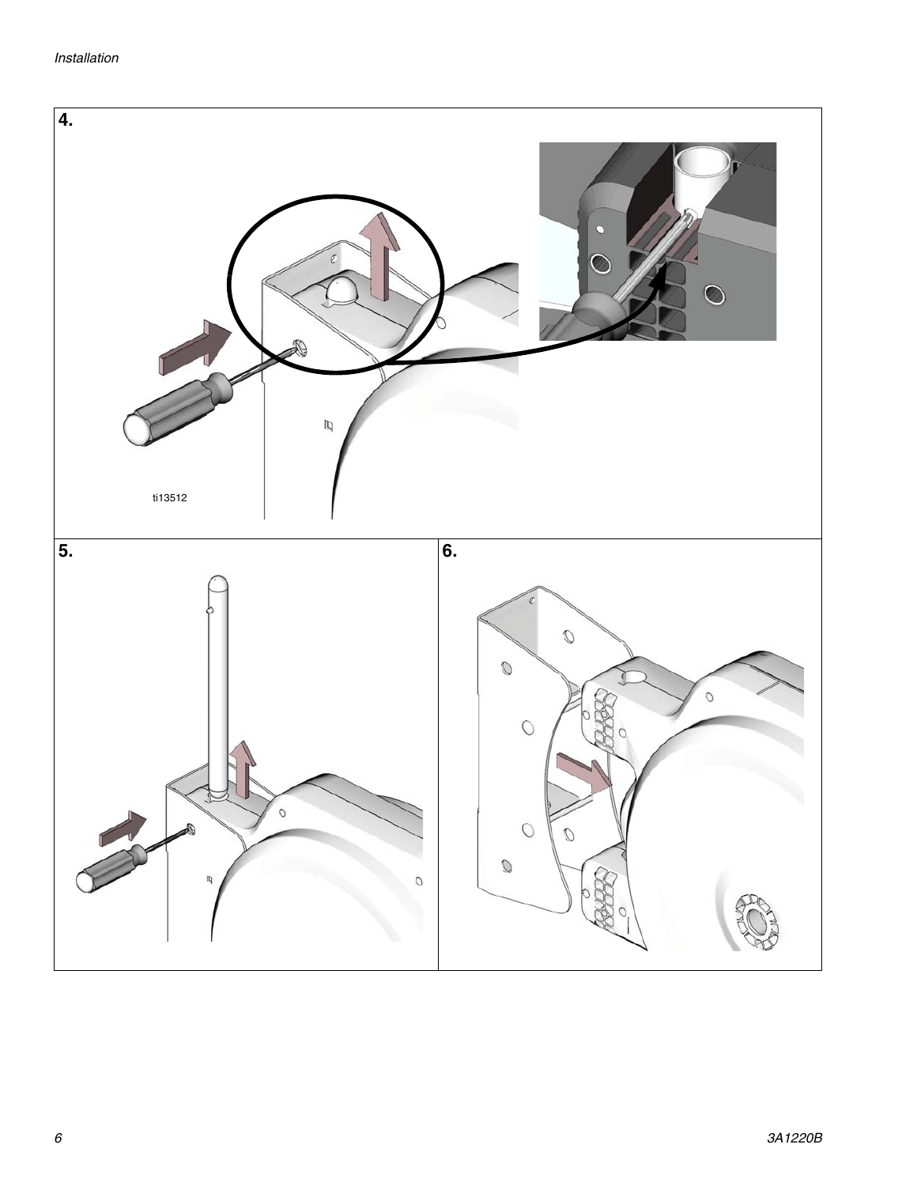**4.**

ti13512

**5.**

**6.**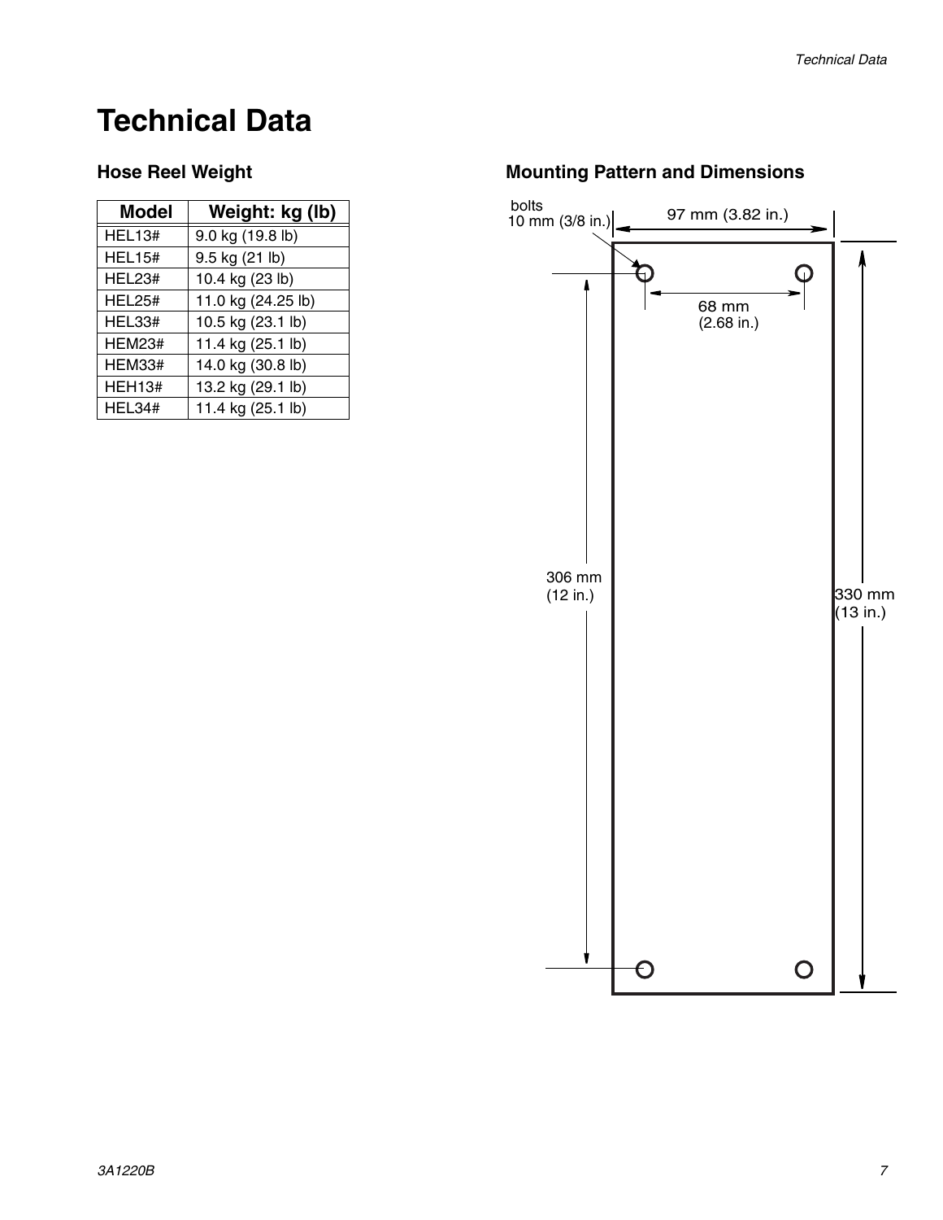# Technical Data

## Hose Reel Weight

| Model | Weight: kg (lb) |
| --- | --- |
| HEL13# | 9.0 kg (19.8 lb) |
| HEL15# | 9.5 kg (21 lb) |
| HEL23# | 10.4 kg (23 lb) |
| HEL25# | 11.0 kg (24.25 lb) |
| HEL33# | 10.5 kg (23.1 lb) |
| HEM23# | 11.4 kg (25.1 lb) |
| HEM33# | 14.0 kg (30.8 lb) |
| HEH13# | 13.2 kg (29.1 lb) |
| HEL34# | 11.4 kg (25.1 lb) |

## Mounting Pattern and Dimensions

bolts
10 mm (3/8 in.)

97 mm (3.82 in.)

68 mm
(2.68 in.)

306 mm
(12 in.)

330 mm
(13 in.)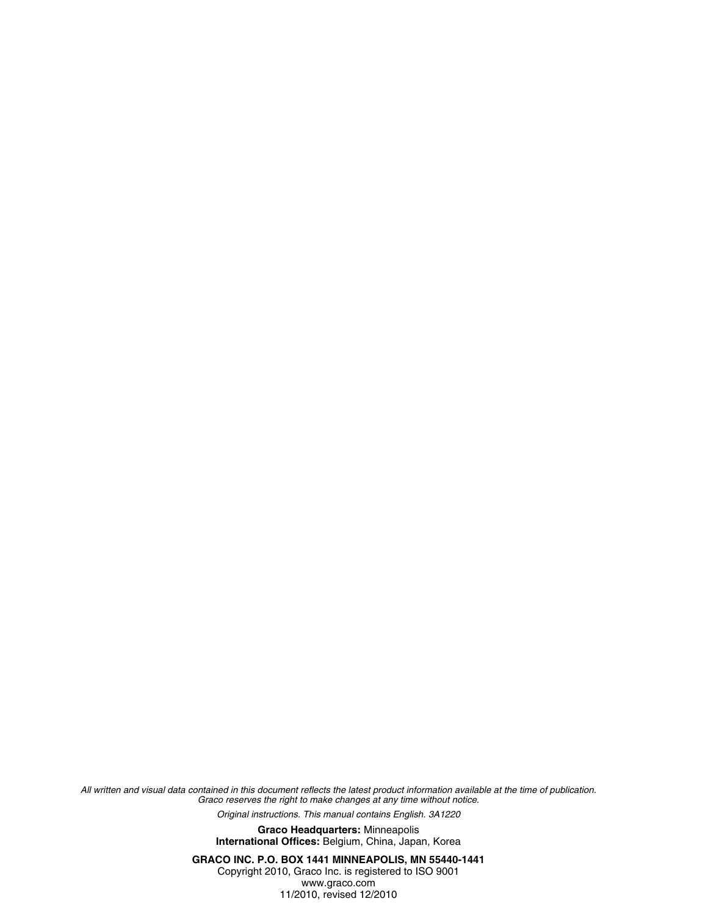*All written and visual data contained in this document reflects the latest product information available at the time of publication. Graco reserves the right to make changes at any time without notice.*

*Original instructions. This manual contains English. 3A1220*

**Graco Headquarters:** Minneapolis
**International Offices:** Belgium, China, Japan, Korea

**GRACO INC. P.O. BOX 1441 MINNEAPOLIS, MN 55440-1441**
Copyright 2010, Graco Inc. is registered to ISO 9001
www.graco.com
11/2010, revised 12/2010